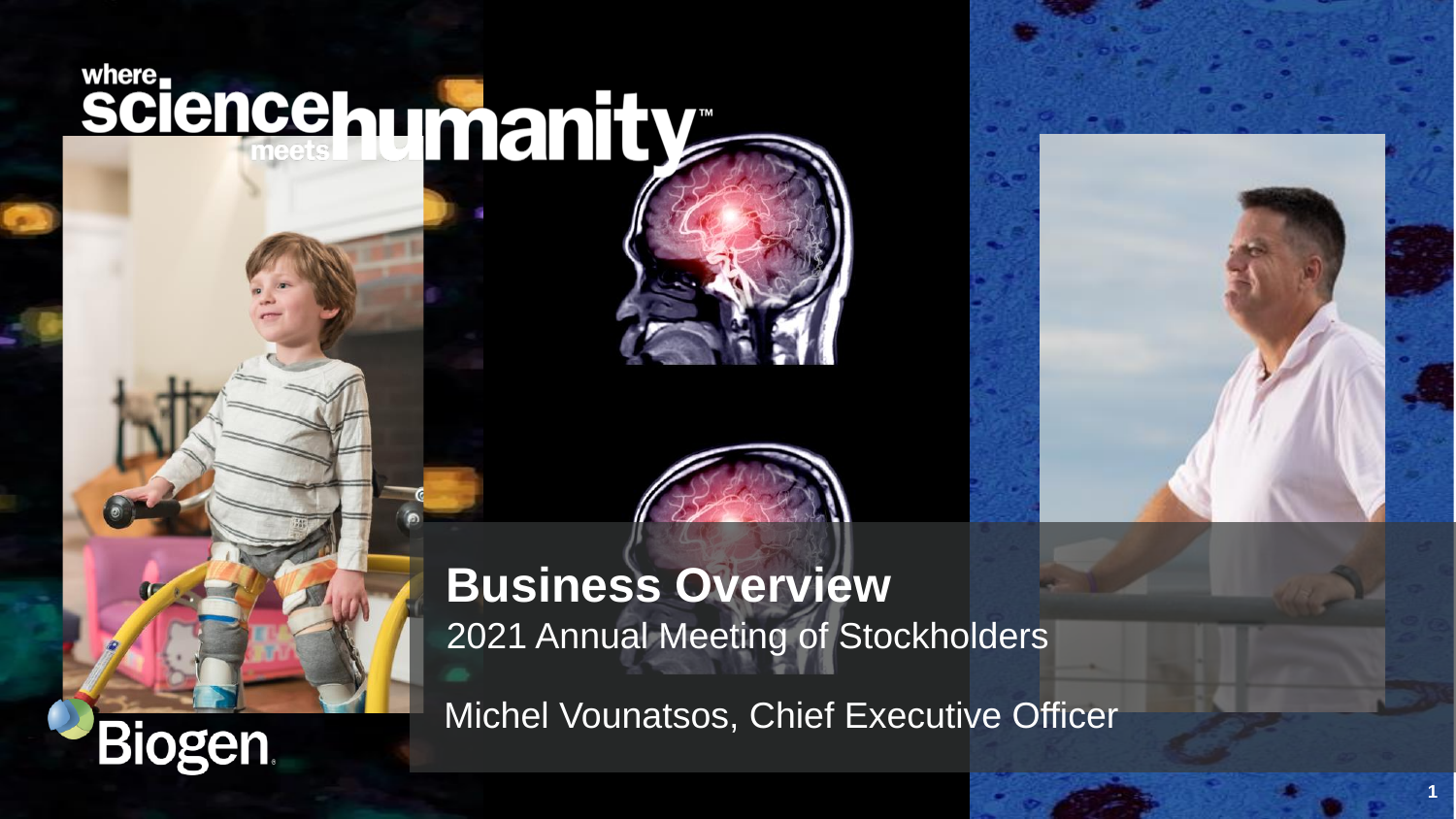where science meets humanity™

# Business Overview

2021 Annual Meeting of Stockholders

Michel Vounatsos, Chief Executive Officer

Biogen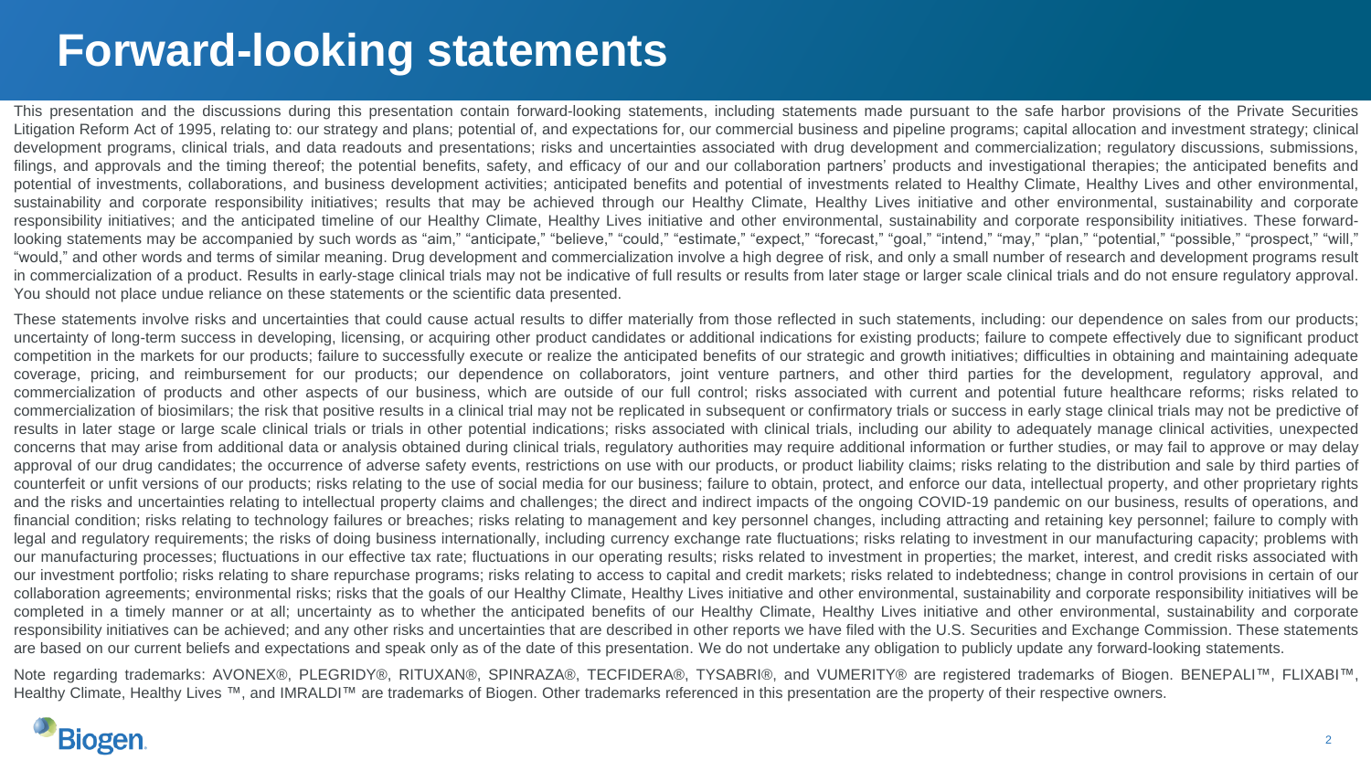# Forward-looking statements

This presentation and the discussions during this presentation contain forward-looking statements, including statements made pursuant to the safe harbor provisions of the Private Securities Litigation Reform Act of 1995, relating to: our strategy and plans; potential of, and expectations for, our commercial business and pipeline programs; capital allocation and investment strategy; clinical development programs, clinical trials, and data readouts and presentations; risks and uncertainties associated with drug development and commercialization; regulatory discussions, submissions, filings, and approvals and the timing thereof; the potential benefits, safety, and efficacy of our and our collaboration partners' products and investigational therapies; the anticipated benefits and potential of investments, collaborations, and business development activities; anticipated benefits and potential of investments related to Healthy Climate, Healthy Lives and other environmental, sustainability and corporate responsibility initiatives; results that may be achieved through our Healthy Climate, Healthy Lives initiative and other environmental, sustainability and corporate responsibility initiatives; and the anticipated timeline of our Healthy Climate, Healthy Lives initiative and other environmental, sustainability and corporate responsibility initiatives. These forward-looking statements may be accompanied by such words as "aim," "anticipate," "believe," "could," "estimate," "expect," "forecast," "goal," "intend," "may," "plan," "potential," "possible," "prospect," "will," "would," and other words and terms of similar meaning. Drug development and commercialization involve a high degree of risk, and only a small number of research and development programs result in commercialization of a product. Results in early-stage clinical trials may not be indicative of full results or results from later stage or larger scale clinical trials and do not ensure regulatory approval. You should not place undue reliance on these statements or the scientific data presented.

These statements involve risks and uncertainties that could cause actual results to differ materially from those reflected in such statements, including: our dependence on sales from our products; uncertainty of long-term success in developing, licensing, or acquiring other product candidates or additional indications for existing products; failure to compete effectively due to significant product competition in the markets for our products; failure to successfully execute or realize the anticipated benefits of our strategic and growth initiatives; difficulties in obtaining and maintaining adequate coverage, pricing, and reimbursement for our products; our dependence on collaborators, joint venture partners, and other third parties for the development, regulatory approval, and commercialization of products and other aspects of our business, which are outside of our full control; risks associated with current and potential future healthcare reforms; risks related to commercialization of biosimilars; the risk that positive results in a clinical trial may not be replicated in subsequent or confirmatory trials or success in early stage clinical trials may not be predictive of results in later stage or large scale clinical trials or trials in other potential indications; risks associated with clinical trials, including our ability to adequately manage clinical activities, unexpected concerns that may arise from additional data or analysis obtained during clinical trials, regulatory authorities may require additional information or further studies, or may fail to approve or may delay approval of our drug candidates; the occurrence of adverse safety events, restrictions on use with our products, or product liability claims; risks relating to the distribution and sale by third parties of counterfeit or unfit versions of our products; risks relating to the use of social media for our business; failure to obtain, protect, and enforce our data, intellectual property, and other proprietary rights and the risks and uncertainties relating to intellectual property claims and challenges; the direct and indirect impacts of the ongoing COVID-19 pandemic on our business, results of operations, and financial condition; risks relating to technology failures or breaches; risks relating to management and key personnel changes, including attracting and retaining key personnel; failure to comply with legal and regulatory requirements; the risks of doing business internationally, including currency exchange rate fluctuations; risks relating to investment in our manufacturing capacity; problems with our manufacturing processes; fluctuations in our effective tax rate; fluctuations in our operating results; risks related to investment in properties; the market, interest, and credit risks associated with our investment portfolio; risks relating to share repurchase programs; risks relating to access to capital and credit markets; risks related to indebtedness; change in control provisions in certain of our collaboration agreements; environmental risks; risks that the goals of our Healthy Climate, Healthy Lives initiative and other environmental, sustainability and corporate responsibility initiatives will be completed in a timely manner or at all; uncertainty as to whether the anticipated benefits of our Healthy Climate, Healthy Lives initiative and other environmental, sustainability and corporate responsibility initiatives can be achieved; and any other risks and uncertainties that are described in other reports we have filed with the U.S. Securities and Exchange Commission. These statements are based on our current beliefs and expectations and speak only as of the date of this presentation. We do not undertake any obligation to publicly update any forward-looking statements.

Note regarding trademarks: AVONEX®, PLEGRIDY®, RITUXAN®, SPINRAZA®, TECFIDERA®, TYSABRI®, and VUMERITY® are registered trademarks of Biogen. BENEPALI™, FLIXABI™, Healthy Climate, Healthy Lives ™, and IMRALDI™ are trademarks of Biogen. Other trademarks referenced in this presentation are the property of their respective owners.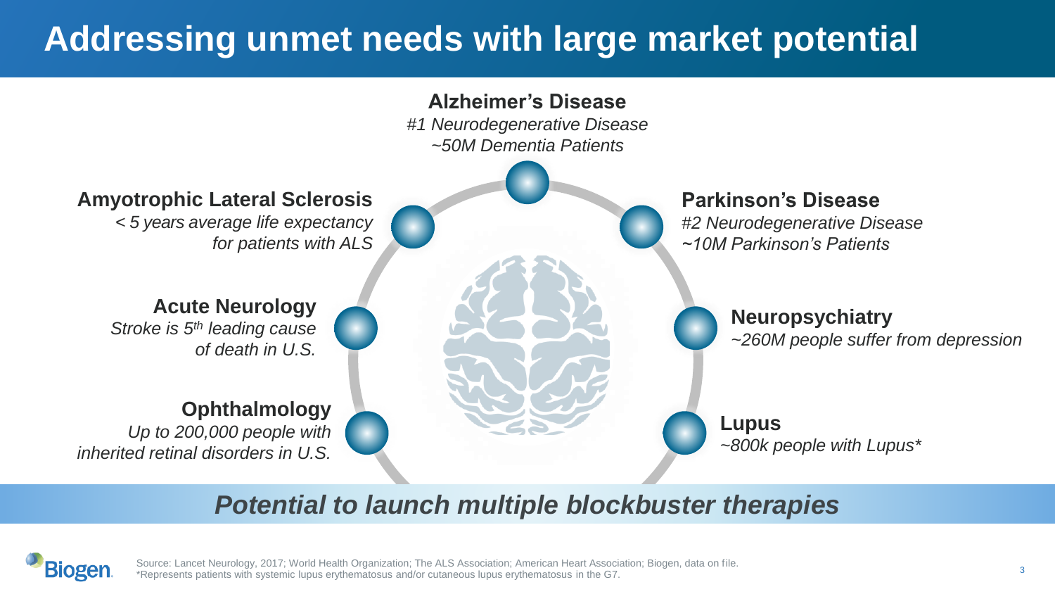# Addressing unmet needs with large market potential

**Alzheimer's Disease**
*#1 Neurodegenerative Disease*
*~50M Dementia Patients*

**Amyotrophic Lateral Sclerosis**
*< 5 years average life expectancy for patients with ALS*

**Parkinson's Disease**
*#2 Neurodegenerative Disease*
*~10M Parkinson's Patients*

**Acute Neurology**
*Stroke is 5th leading cause of death in U.S.*

**Neuropsychiatry**
*~260M people suffer from depression*

**Ophthalmology**
*Up to 200,000 people with inherited retinal disorders in U.S.*

**Lupus**
*~800k people with Lupus**

***Potential to launch multiple blockbuster therapies***

Source: Lancet Neurology, 2017; World Health Organization; The ALS Association; American Heart Association; Biogen, data on file.
*Represents patients with systemic lupus erythematosus and/or cutaneous lupus erythematosus in the G7.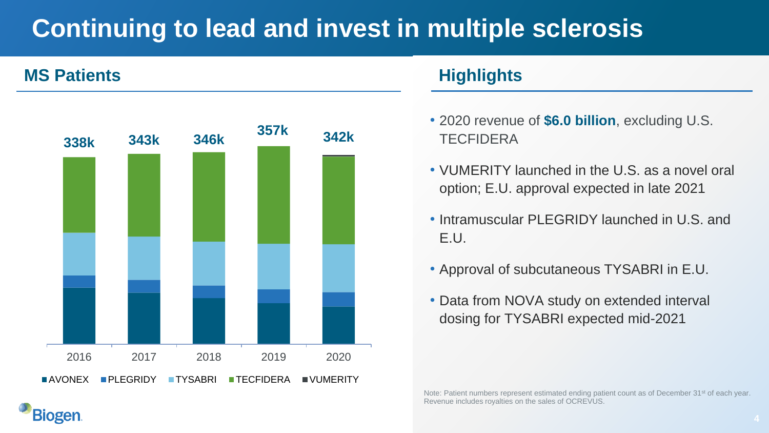# Continuing to lead and invest in multiple sclerosis

## MS Patients

| | 2016 | 2017 | 2018 | 2019 | 2020 |
|---|---|---|---|---|---|
| Total | 338k | 343k | 346k | 357k | 342k |

■ AVONEX ■ PLEGRIDY ■ TYSABRI ■ TECFIDERA ■ VUMERITY

## Highlights

- 2020 revenue of **$6.0 billion**, excluding U.S. TECFIDERA
- VUMERITY launched in the U.S. as a novel oral option; E.U. approval expected in late 2021
- Intramuscular PLEGRIDY launched in U.S. and E.U.
- Approval of subcutaneous TYSABRI in E.U.
- Data from NOVA study on extended interval dosing for TYSABRI expected mid-2021

Note: Patient numbers represent estimated ending patient count as of December 31st of each year. Revenue includes royalties on the sales of OCREVUS.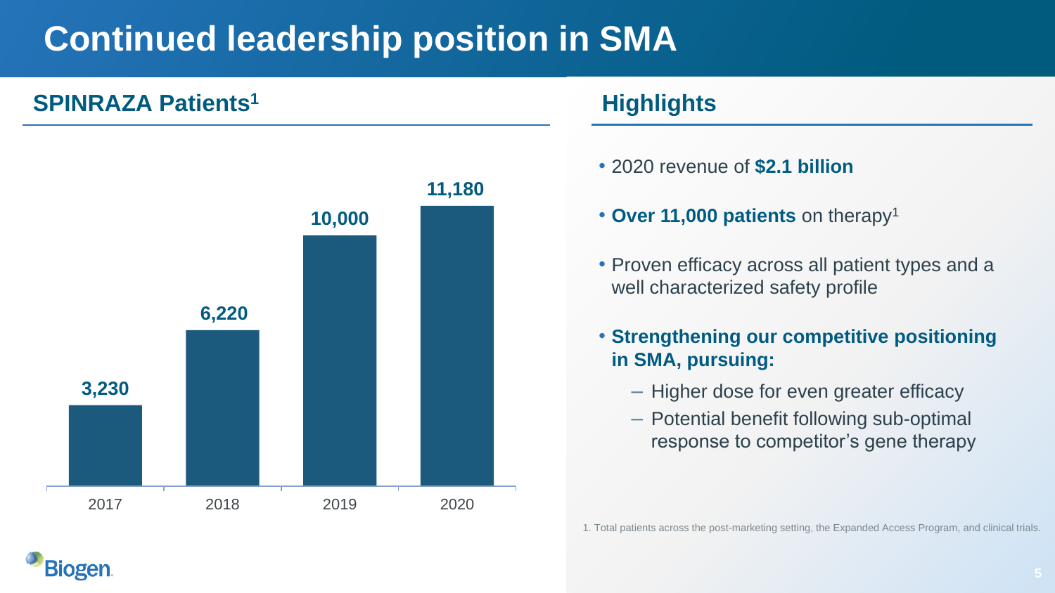# Continued leadership position in SMA

## SPINRAZA Patients[1]

| Year | Patients |
| --- | --- |
| 2017 | 3,230 |
| 2018 | 6,220 |
| 2019 | 10,000 |
| 2020 | 11,180 |

## Highlights

- 2020 revenue of **$2.1 billion**
- **Over 11,000 patients** on therapy[1]
- Proven efficacy across all patient types and a well characterized safety profile
- **Strengthening our competitive positioning in SMA, pursuing:**
  - Higher dose for even greater efficacy
  - Potential benefit following sub-optimal response to competitor's gene therapy

1. Total patients across the post-marketing setting, the Expanded Access Program, and clinical trials.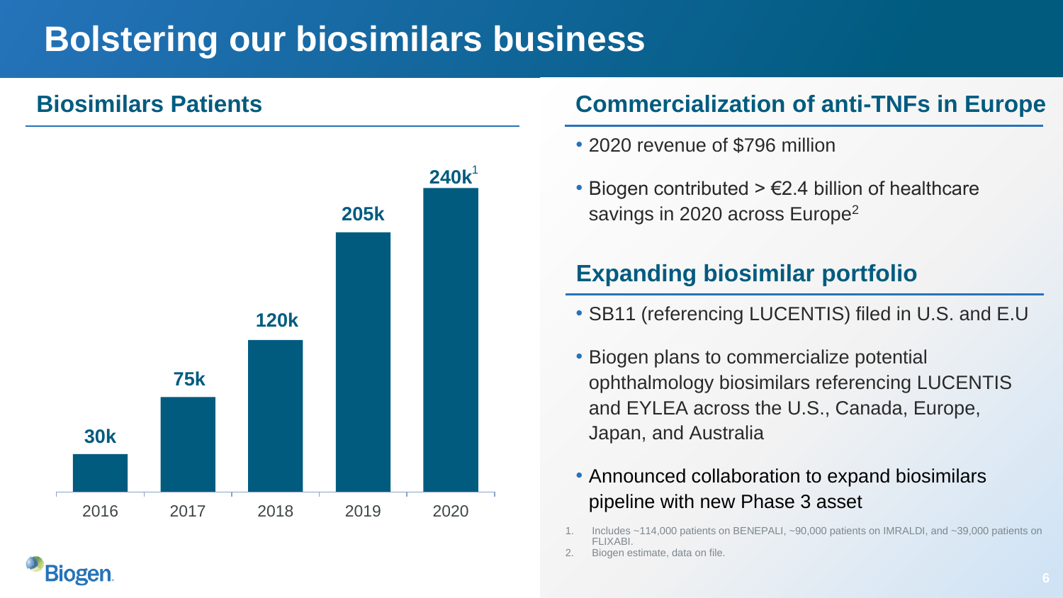# Bolstering our biosimilars business

## Biosimilars Patients

| Year | Patients |
| --- | --- |
| 2016 | 30k |
| 2017 | 75k |
| 2018 | 120k |
| 2019 | 205k |
| 2020 | 240k[1] |

## Commercialization of anti-TNFs in Europe

- 2020 revenue of $796 million
- Biogen contributed > €2.4 billion of healthcare savings in 2020 across Europe[2]

## Expanding biosimilar portfolio

- SB11 (referencing LUCENTIS) filed in U.S. and E.U
- Biogen plans to commercialize potential ophthalmology biosimilars referencing LUCENTIS and EYLEA across the U.S., Canada, Europe, Japan, and Australia
- Announced collaboration to expand biosimilars pipeline with new Phase 3 asset

1. Includes ~114,000 patients on BENEPALI, ~90,000 patients on IMRALDI, and ~39,000 patients on FLIXABI.
2. Biogen estimate, data on file.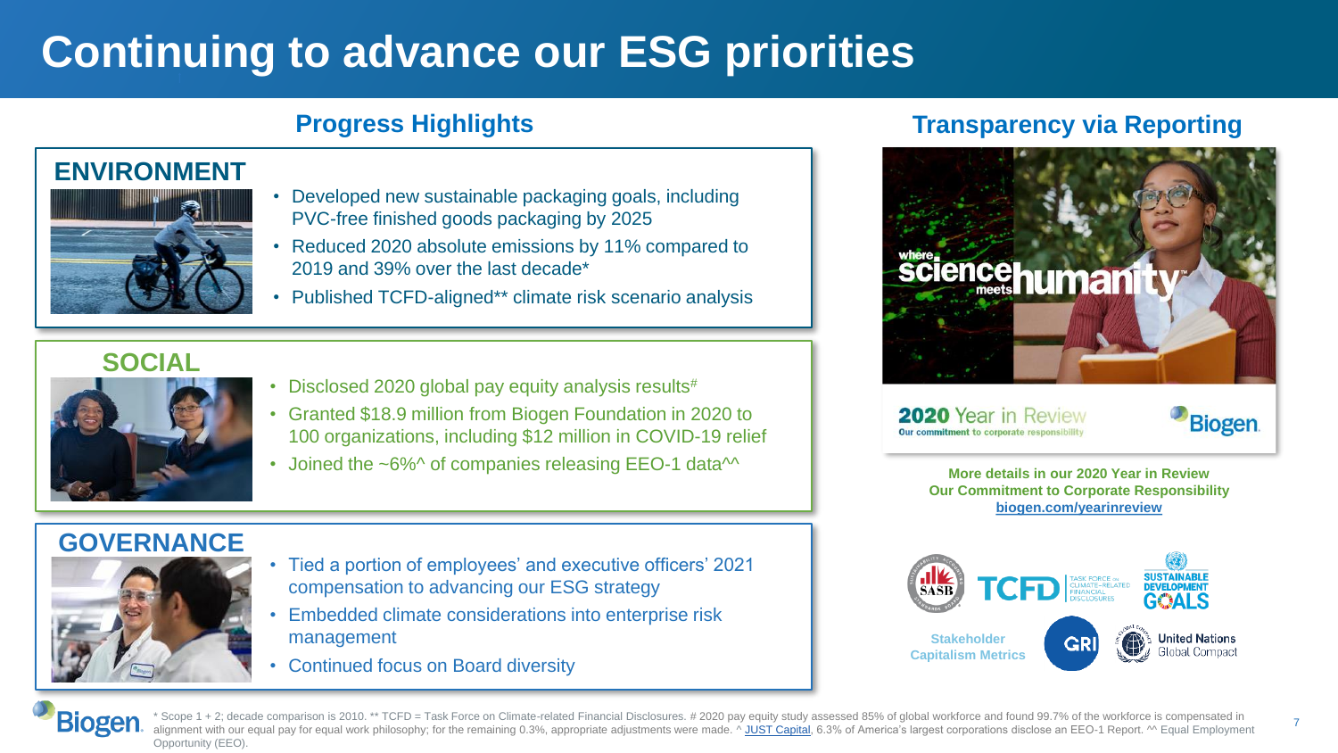# Continuing to advance our ESG priorities

## Progress Highlights

### ENVIRONMENT

- Developed new sustainable packaging goals, including PVC-free finished goods packaging by 2025
- Reduced 2020 absolute emissions by 11% compared to 2019 and 39% over the last decade*
- Published TCFD-aligned** climate risk scenario analysis

### SOCIAL

- Disclosed 2020 global pay equity analysis results#
- Granted $18.9 million from Biogen Foundation in 2020 to 100 organizations, including $12 million in COVID-19 relief
- Joined the ~6%^ of companies releasing EEO-1 data^^

### GOVERNANCE

- Tied a portion of employees' and executive officers' 2021 compensation to advancing our ESG strategy
- Embedded climate considerations into enterprise risk management
- Continued focus on Board diversity

## Transparency via Reporting

where science meets humanity

**2020** Year in Review
Our commitment to corporate responsibility

Biogen.

**More details in our 2020 Year in Review**
**Our Commitment to Corporate Responsibility**
**biogen.com/yearinreview**

SASB | TCFD Task Force on Climate-Related Financial Disclosures | Sustainable Development Goals | Stakeholder Capitalism Metrics | GRI | United Nations Global Compact

* Scope 1 + 2; decade comparison is 2010. ** TCFD = Task Force on Climate-related Financial Disclosures. # 2020 pay equity study assessed 85% of global workforce and found 99.7% of the workforce is compensated in alignment with our equal pay for equal work philosophy; for the remaining 0.3%, appropriate adjustments were made. ^ JUST Capital, 6.3% of America's largest corporations disclose an EEO-1 Report. ^^ Equal Employment Opportunity (EEO).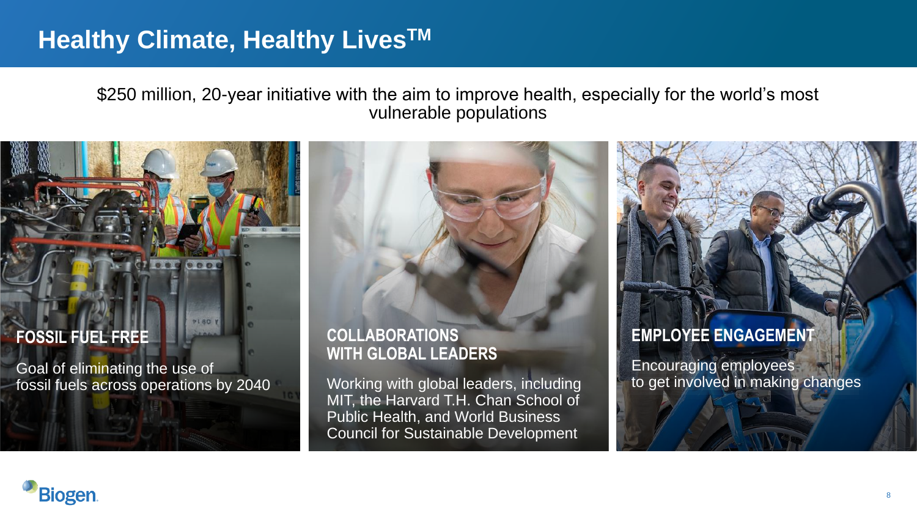# Healthy Climate, Healthy Lives™

$250 million, 20-year initiative with the aim to improve health, especially for the world's most vulnerable populations

### FOSSIL FUEL FREE

Goal of eliminating the use of fossil fuels across operations by 2040

### COLLABORATIONS WITH GLOBAL LEADERS

Working with global leaders, including MIT, the Harvard T.H. Chan School of Public Health, and World Business Council for Sustainable Development

### EMPLOYEE ENGAGEMENT

Encouraging employees to get involved in making changes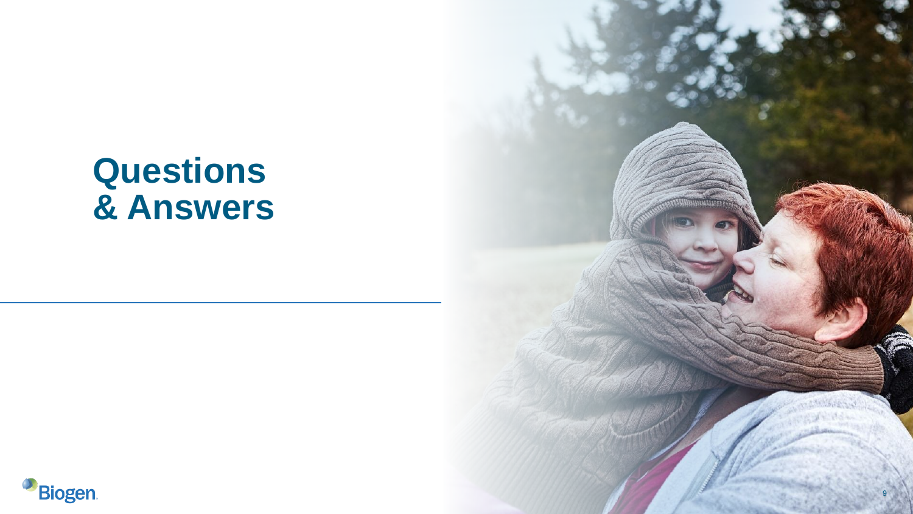# Questions & Answers